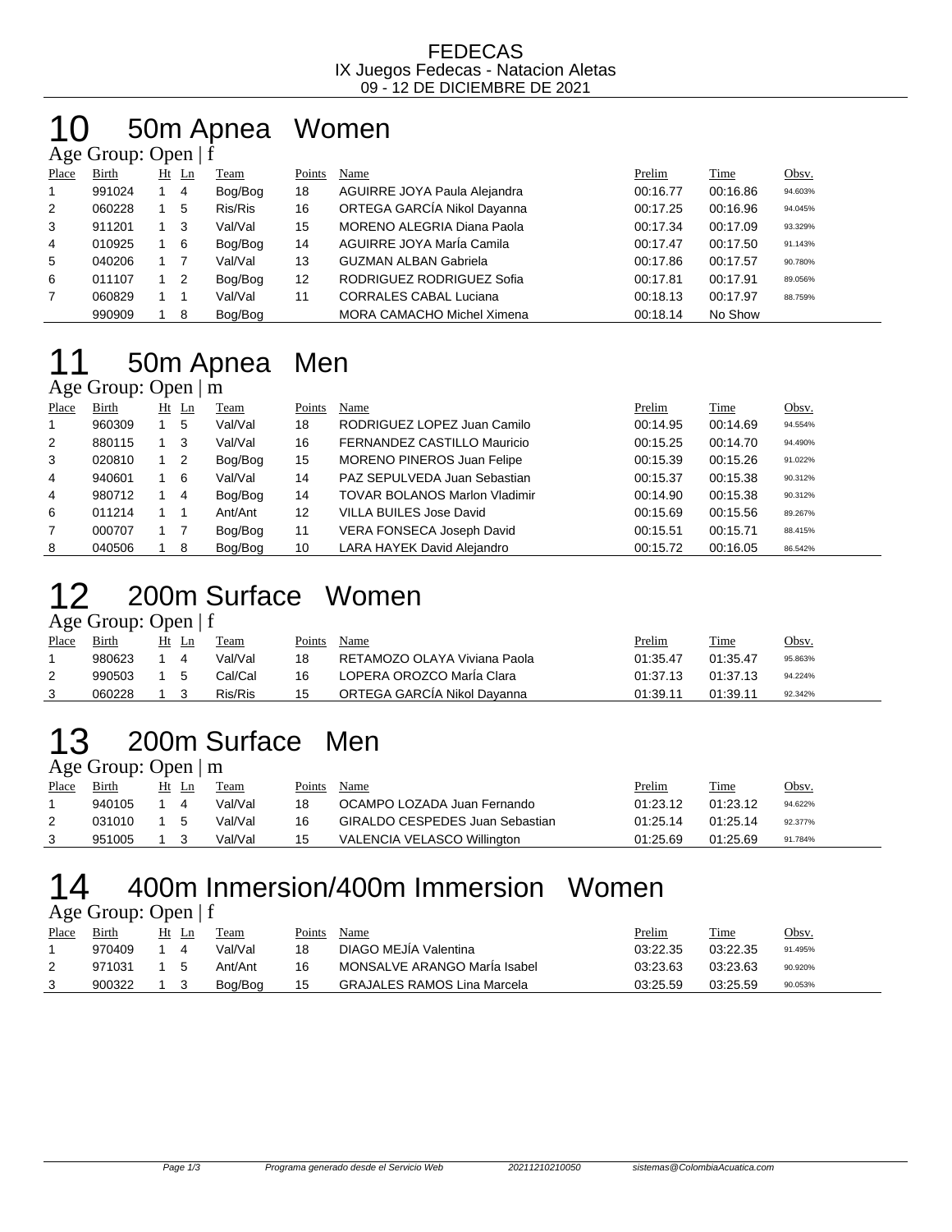FEDECAS
IX Juegos Fedecas - Natacion Aletas
09 - 12 DE DICIEMBRE DE 2021

# 10 50m Apnea Women

Age Group: Open | f

| Place | Birth | Ht | Ln | Team | Points | Name | Prelim | Time | Obsv. |
|---|---|---|---|---|---|---|---|---|---|
| 1 | 991024 | 1 | 4 | Bog/Bog | 18 | AGUIRRE JOYA Paula Alejandra | 00:16.77 | 00:16.86 | 94.603% |
| 2 | 060228 | 1 | 5 | Ris/Ris | 16 | ORTEGA GARCÍA Nikol Dayanna | 00:17.25 | 00:16.96 | 94.045% |
| 3 | 911201 | 1 | 3 | Val/Val | 15 | MORENO ALEGRIA Diana Paola | 00:17.34 | 00:17.09 | 93.329% |
| 4 | 010925 | 1 | 6 | Bog/Bog | 14 | AGUIRRE JOYA MarÍa Camila | 00:17.47 | 00:17.50 | 91.143% |
| 5 | 040206 | 1 | 7 | Val/Val | 13 | GUZMAN ALBAN Gabriela | 00:17.86 | 00:17.57 | 90.780% |
| 6 | 011107 | 1 | 2 | Bog/Bog | 12 | RODRIGUEZ RODRIGUEZ Sofia | 00:17.81 | 00:17.91 | 89.056% |
| 7 | 060829 | 1 | 1 | Val/Val | 11 | CORRALES CABAL Luciana | 00:18.13 | 00:17.97 | 88.759% |
| | 990909 | 1 | 8 | Bog/Bog | | MORA CAMACHO Michel Ximena | 00:18.14 | No Show | |

# 11 50m Apnea Men

Age Group: Open | m

| Place | Birth | Ht | Ln | Team | Points | Name | Prelim | Time | Obsv. |
|---|---|---|---|---|---|---|---|---|---|
| 1 | 960309 | 1 | 5 | Val/Val | 18 | RODRIGUEZ LOPEZ Juan Camilo | 00:14.95 | 00:14.69 | 94.554% |
| 2 | 880115 | 1 | 3 | Val/Val | 16 | FERNANDEZ CASTILLO Mauricio | 00:15.25 | 00:14.70 | 94.490% |
| 3 | 020810 | 1 | 2 | Bog/Bog | 15 | MORENO PINEROS Juan Felipe | 00:15.39 | 00:15.26 | 91.022% |
| 4 | 940601 | 1 | 6 | Val/Val | 14 | PAZ SEPULVEDA Juan Sebastian | 00:15.37 | 00:15.38 | 90.312% |
| 4 | 980712 | 1 | 4 | Bog/Bog | 14 | TOVAR BOLANOS Marlon Vladimir | 00:14.90 | 00:15.38 | 90.312% |
| 6 | 011214 | 1 | 1 | Ant/Ant | 12 | VILLA BUILES Jose David | 00:15.69 | 00:15.56 | 89.267% |
| 7 | 000707 | 1 | 7 | Bog/Bog | 11 | VERA FONSECA Joseph David | 00:15.51 | 00:15.71 | 88.415% |
| 8 | 040506 | 1 | 8 | Bog/Bog | 10 | LARA HAYEK David Alejandro | 00:15.72 | 00:16.05 | 86.542% |

# 12 200m Surface Women

Age Group: Open | f

| Place | Birth | Ht | Ln | Team | Points | Name | Prelim | Time | Obsv. |
|---|---|---|---|---|---|---|---|---|---|
| 1 | 980623 | 1 | 4 | Val/Val | 18 | RETAMOZO OLAYA Viviana Paola | 01:35.47 | 01:35.47 | 95.863% |
| 2 | 990503 | 1 | 5 | Cal/Cal | 16 | LOPERA OROZCO MarÍa Clara | 01:37.13 | 01:37.13 | 94.224% |
| 3 | 060228 | 1 | 3 | Ris/Ris | 15 | ORTEGA GARCÍA Nikol Dayanna | 01:39.11 | 01:39.11 | 92.342% |

# 13 200m Surface Men

Age Group: Open | m

| Place | Birth | Ht | Ln | Team | Points | Name | Prelim | Time | Obsv. |
|---|---|---|---|---|---|---|---|---|---|
| 1 | 940105 | 1 | 4 | Val/Val | 18 | OCAMPO LOZADA Juan Fernando | 01:23.12 | 01:23.12 | 94.622% |
| 2 | 031010 | 1 | 5 | Val/Val | 16 | GIRALDO CESPEDES Juan Sebastian | 01:25.14 | 01:25.14 | 92.377% |
| 3 | 951005 | 1 | 3 | Val/Val | 15 | VALENCIA VELASCO Willington | 01:25.69 | 01:25.69 | 91.784% |

# 14 400m Inmersion/400m Immersion Women

Age Group: Open | f

| Place | Birth | Ht | Ln | Team | Points | Name | Prelim | Time | Obsv. |
|---|---|---|---|---|---|---|---|---|---|
| 1 | 970409 | 1 | 4 | Val/Val | 18 | DIAGO MEJÍA Valentina | 03:22.35 | 03:22.35 | 91.495% |
| 2 | 971031 | 1 | 5 | Ant/Ant | 16 | MONSALVE ARANGO MarÍa Isabel | 03:23.63 | 03:23.63 | 90.920% |
| 3 | 900322 | 1 | 3 | Bog/Bog | 15 | GRAJALES RAMOS Lina Marcela | 03:25.59 | 03:25.59 | 90.053% |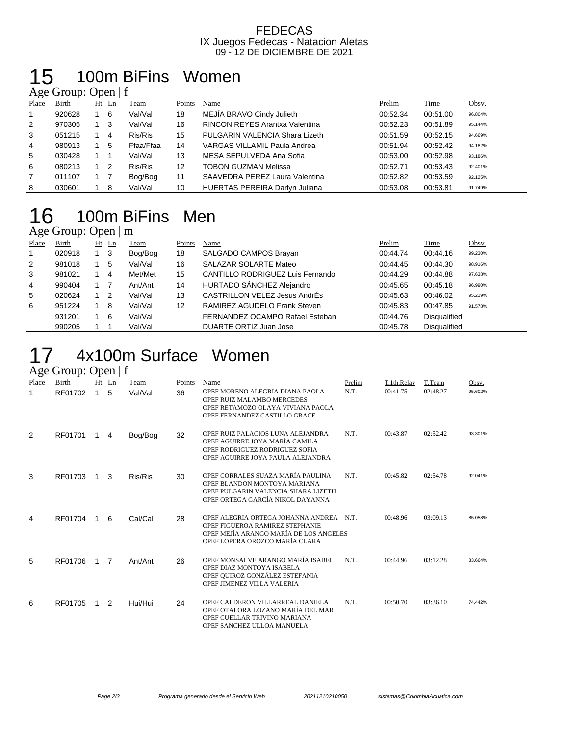FEDECAS
IX Juegos Fedecas - Natacion Aletas
09 - 12 DE DICIEMBRE DE 2021

# 15 100m BiFins Women

Age Group: Open | f

| Place | Birth | Ht | Ln | Team | Points | Name | Prelim | Time | Obsv. |
|---|---|---|---|---|---|---|---|---|---|
| 1 | 920628 | 1 | 6 | Val/Val | 18 | MEJÍA BRAVO Cindy Julieth | 00:52.34 | 00:51.00 | 96.804% |
| 2 | 970305 | 1 | 3 | Val/Val | 16 | RINCON REYES Arantxa Valentina | 00:52.23 | 00:51.89 | 95.144% |
| 3 | 051215 | 1 | 4 | Ris/Ris | 15 | PULGARIN VALENCIA Shara Lizeth | 00:51.59 | 00:52.15 | 94.669% |
| 4 | 980913 | 1 | 5 | Ffaa/Ffaa | 14 | VARGAS VILLAMIL Paula Andrea | 00:51.94 | 00:52.42 | 94.182% |
| 5 | 030428 | 1 | 1 | Val/Val | 13 | MESA SEPULVEDA Ana Sofia | 00:53.00 | 00:52.98 | 93.186% |
| 6 | 080213 | 1 | 2 | Ris/Ris | 12 | TOBON GUZMAN Melissa | 00:52.71 | 00:53.43 | 92.401% |
| 7 | 011107 | 1 | 7 | Bog/Bog | 11 | SAAVEDRA PEREZ Laura Valentina | 00:52.82 | 00:53.59 | 92.125% |
| 8 | 030601 | 1 | 8 | Val/Val | 10 | HUERTAS PEREIRA Darlyn Juliana | 00:53.08 | 00:53.81 | 91.749% |

# 16 100m BiFins Men

Age Group: Open | m

| Place | Birth | Ht | Ln | Team | Points | Name | Prelim | Time | Obsv. |
|---|---|---|---|---|---|---|---|---|---|
| 1 | 020918 | 1 | 3 | Bog/Bog | 18 | SALGADO CAMPOS Brayan | 00:44.74 | 00:44.16 | 99.230% |
| 2 | 981018 | 1 | 5 | Val/Val | 16 | SALAZAR SOLARTE Mateo | 00:44.45 | 00:44.30 | 98.916% |
| 3 | 981021 | 1 | 4 | Met/Met | 15 | CANTILLO RODRIGUEZ Luis Fernando | 00:44.29 | 00:44.88 | 97.638% |
| 4 | 990404 | 1 | 7 | Ant/Ant | 14 | HURTADO SÁNCHEZ Alejandro | 00:45.65 | 00:45.18 | 96.990% |
| 5 | 020624 | 1 | 2 | Val/Val | 13 | CASTRILLON VELEZ Jesus AndrÉs | 00:45.63 | 00:46.02 | 95.219% |
| 6 | 951224 | 1 | 8 | Val/Val | 12 | RAMIREZ AGUDELO Frank Steven | 00:45.83 | 00:47.85 | 91.578% |
| | 931201 | 1 | 6 | Val/Val | | FERNANDEZ OCAMPO Rafael Esteban | 00:44.76 | Disqualified | |
| | 990205 | 1 | 1 | Val/Val | | DUARTE ORTIZ Juan Jose | 00:45.78 | Disqualified | |

# 17 4x100m Surface Women

Age Group: Open | f

| Place | Birth | Ht | Ln | Team | Points | Name | Prelim | T.1th.Relay | T.Team | Obsv. |
|---|---|---|---|---|---|---|---|---|---|---|
| 1 | RF01702 | 1 | 5 | Val/Val | 36 | OPEF MORENO ALEGRIA DIANA PAOLA<br>OPEF RUIZ MALAMBO MERCEDES<br>OPEF RETAMOZO OLAYA VIVIANA PAOLA<br>OPEF FERNANDEZ CASTILLO GRACE | N.T. | 00:41.75 | 02:48.27 | 95.602% |
| 2 | RF01701 | 1 | 4 | Bog/Bog | 32 | OPEF RUIZ PALACIOS LUNA ALEJANDRA<br>OPEF AGUIRRE JOYA MARÍA CAMILA<br>OPEF RODRIGUEZ RODRIGUEZ SOFIA<br>OPEF AGUIRRE JOYA PAULA ALEJANDRA | N.T. | 00:43.87 | 02:52.42 | 93.301% |
| 3 | RF01703 | 1 | 3 | Ris/Ris | 30 | OPEF CORRALES SUAZA MARÍA PAULINA<br>OPEF BLANDON MONTOYA MARIANA<br>OPEF PULGARIN VALENCIA SHARA LIZETH<br>OPEF ORTEGA GARCÍA NIKOL DAYANNA | N.T. | 00:45.82 | 02:54.78 | 92.041% |
| 4 | RF01704 | 1 | 6 | Cal/Cal | 28 | OPEF ALEGRIA ORTEGA JOHANNA ANDREA<br>OPEF FIGUEROA RAMIREZ STEPHANIE<br>OPEF MEJÍA ARANGO MARÍA DE LOS ANGELES<br>OPEF LOPERA OROZCO MARÍA CLARA | N.T. | 00:48.96 | 03:09.13 | 85.058% |
| 5 | RF01706 | 1 | 7 | Ant/Ant | 26 | OPEF MONSALVE ARANGO MARÍA ISABEL<br>OPEF DIAZ MONTOYA ISABELA<br>OPEF QUIROZ GONZÁLEZ ESTEFANIA<br>OPEF JIMENEZ VILLA VALERIA | N.T. | 00:44.96 | 03:12.28 | 83.664% |
| 6 | RF01705 | 1 | 2 | Hui/Hui | 24 | OPEF CALDERON VILLARREAL DANIELA<br>OPEF OTALORA LOZANO MARÍA DEL MAR<br>OPEF CUELLAR TRIVINO MARIANA<br>OPEF SANCHEZ ULLOA MANUELA | N.T. | 00:50.70 | 03:36.10 | 74.442% |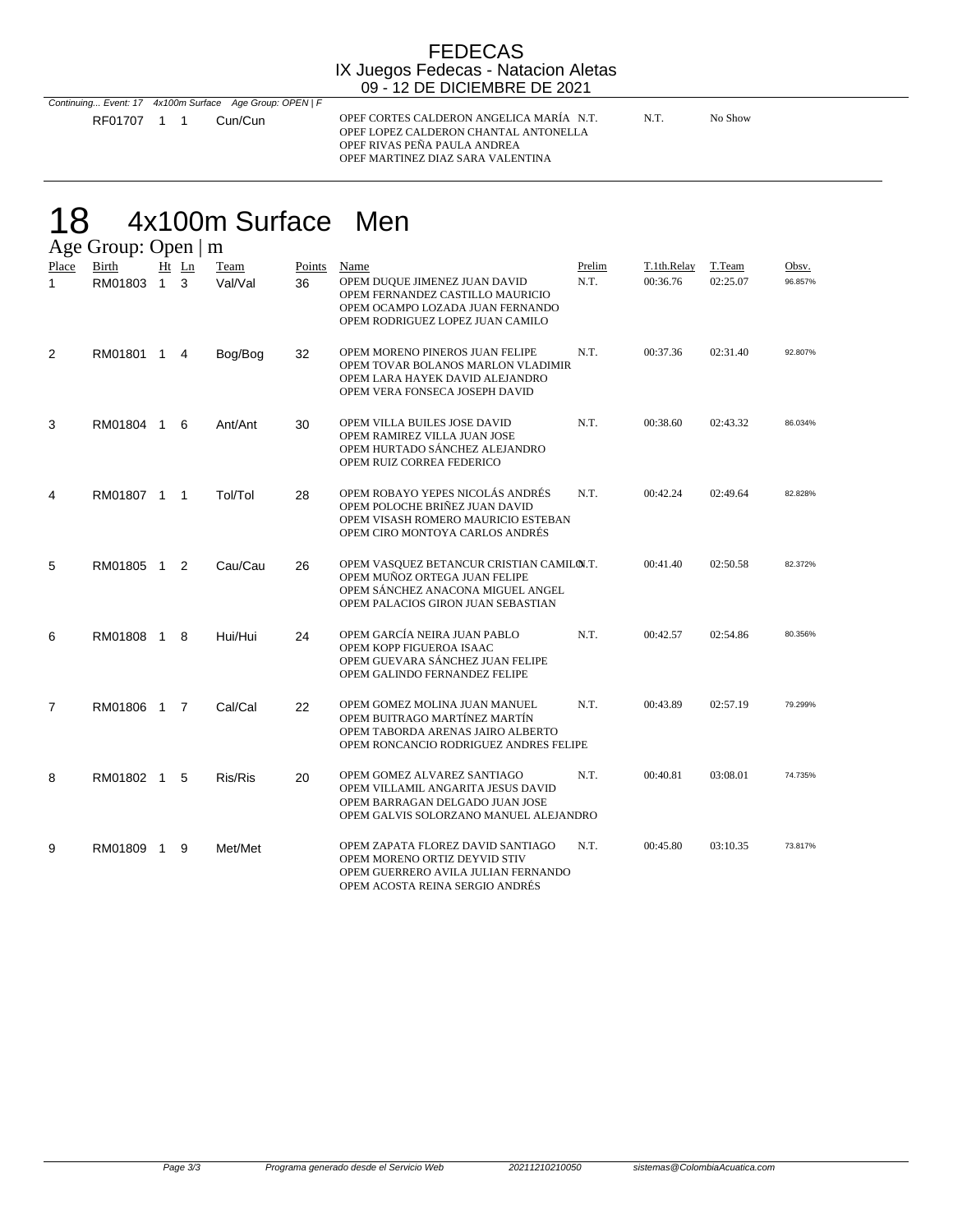*Continuing... Event: 17 4x100m Surface Age Group: OPEN | F*

| | | | | | | | | | |
|---|---|---|---|---|---|---|---|---|---|
| | RF01707 | 1 | 1 | Cun/Cun | | OPEF CORTES CALDERON ANGELICA MARÍA<br>OPEF LOPEZ CALDERON CHANTAL ANTONELLA<br>OPEF RIVAS PEÑA PAULA ANDREA<br>OPEF MARTINEZ DIAZ SARA VALENTINA | N.T. | N.T. | No Show |

# 18 4x100m Surface Men

## Age Group: Open | m

| Place | Birth | Ht | Ln | Team | Points | Name | Prelim | T.1th.Relay | T.Team | Obsv. |
|---|---|---|---|---|---|---|---|---|---|---|
| 1 | RM01803 | 1 | 3 | Val/Val | 36 | OPEM DUQUE JIMENEZ JUAN DAVID<br>OPEM FERNANDEZ CASTILLO MAURICIO<br>OPEM OCAMPO LOZADA JUAN FERNANDO<br>OPEM RODRIGUEZ LOPEZ JUAN CAMILO | N.T. | 00:36.76 | 02:25.07 | 96.857% |
| 2 | RM01801 | 1 | 4 | Bog/Bog | 32 | OPEM MORENO PINEROS JUAN FELIPE<br>OPEM TOVAR BOLANOS MARLON VLADIMIR<br>OPEM LARA HAYEK DAVID ALEJANDRO<br>OPEM VERA FONSECA JOSEPH DAVID | N.T. | 00:37.36 | 02:31.40 | 92.807% |
| 3 | RM01804 | 1 | 6 | Ant/Ant | 30 | OPEM VILLA BUILES JOSE DAVID<br>OPEM RAMIREZ VILLA JUAN JOSE<br>OPEM HURTADO SÁNCHEZ ALEJANDRO<br>OPEM RUIZ CORREA FEDERICO | N.T. | 00:38.60 | 02:43.32 | 86.034% |
| 4 | RM01807 | 1 | 1 | Tol/Tol | 28 | OPEM ROBAYO YEPES NICOLÁS ANDRÉS<br>OPEM POLOCHE BRIÑEZ JUAN DAVID<br>OPEM VISASH ROMERO MAURICIO ESTEBAN<br>OPEM CIRO MONTOYA CARLOS ANDRÉS | N.T. | 00:42.24 | 02:49.64 | 82.828% |
| 5 | RM01805 | 1 | 2 | Cau/Cau | 26 | OPEM VASQUEZ BETANCUR CRISTIAN CAMILO<br>OPEM MUÑOZ ORTEGA JUAN FELIPE<br>OPEM SÁNCHEZ ANACONA MIGUEL ANGEL<br>OPEM PALACIOS GIRON JUAN SEBASTIAN | N.T. | 00:41.40 | 02:50.58 | 82.372% |
| 6 | RM01808 | 1 | 8 | Hui/Hui | 24 | OPEM GARCÍA NEIRA JUAN PABLO<br>OPEM KOPP FIGUEROA ISAAC<br>OPEM GUEVARA SÁNCHEZ JUAN FELIPE<br>OPEM GALINDO FERNANDEZ FELIPE | N.T. | 00:42.57 | 02:54.86 | 80.356% |
| 7 | RM01806 | 1 | 7 | Cal/Cal | 22 | OPEM GOMEZ MOLINA JUAN MANUEL<br>OPEM BUITRAGO MARTÍNEZ MARTÍN<br>OPEM TABORDA ARENAS JAIRO ALBERTO<br>OPEM RONCANCIO RODRIGUEZ ANDRES FELIPE | N.T. | 00:43.89 | 02:57.19 | 79.299% |
| 8 | RM01802 | 1 | 5 | Ris/Ris | 20 | OPEM GOMEZ ALVAREZ SANTIAGO<br>OPEM VILLAMIL ANGARITA JESUS DAVID<br>OPEM BARRAGAN DELGADO JUAN JOSE<br>OPEM GALVIS SOLORZANO MANUEL ALEJANDRO | N.T. | 00:40.81 | 03:08.01 | 74.735% |
| 9 | RM01809 | 1 | 9 | Met/Met | | OPEM ZAPATA FLOREZ DAVID SANTIAGO<br>OPEM MORENO ORTIZ DEYVID STIV<br>OPEM GUERRERO AVILA JULIAN FERNANDO<br>OPEM ACOSTA REINA SERGIO ANDRÉS | N.T. | 00:45.80 | 03:10.35 | 73.817% |